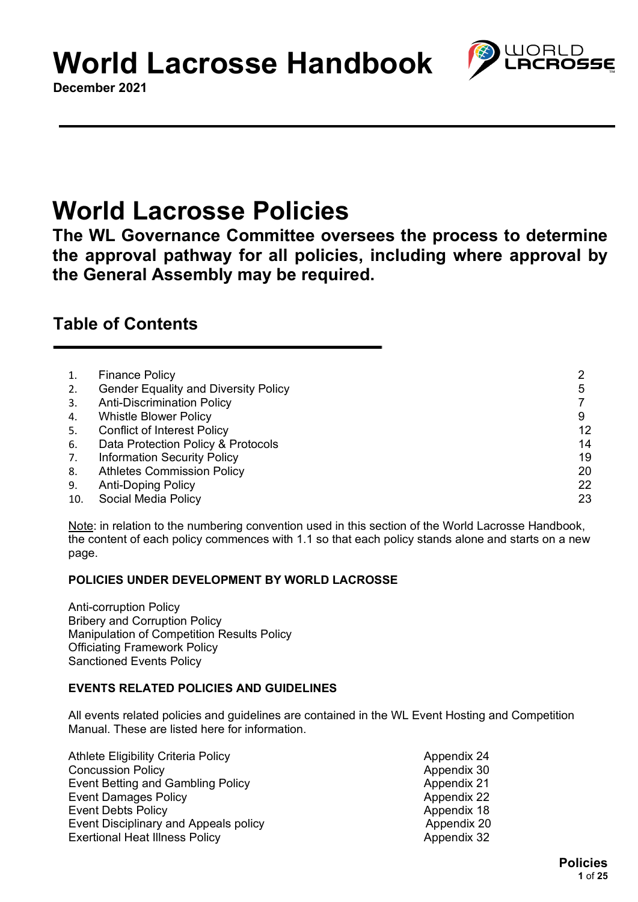# World Lacrosse Handbook

**December 2021**

# World Lacrosse Policies

**The WL Governance Committee oversees the process to determine the approval pathway for all policies, including where approval by the General Assembly may be required.**

## Table of Contents

| | | |
|---|---|---|
| 1. | Finance Policy | 2 |
| 2. | Gender Equality and Diversity Policy | 5 |
| 3. | Anti-Discrimination Policy | 7 |
| 4. | Whistle Blower Policy | 9 |
| 5. | Conflict of Interest Policy | 12 |
| 6. | Data Protection Policy & Protocols | 14 |
| 7. | Information Security Policy | 19 |
| 8. | Athletes Commission Policy | 20 |
| 9. | Anti-Doping Policy | 22 |
| 10. | Social Media Policy | 23 |

Note: in relation to the numbering convention used in this section of the World Lacrosse Handbook, the content of each policy commences with 1.1 so that each policy stands alone and starts on a new page.

**POLICIES UNDER DEVELOPMENT BY WORLD LACROSSE**

Anti-corruption Policy
Bribery and Corruption Policy
Manipulation of Competition Results Policy
Officiating Framework Policy
Sanctioned Events Policy

**EVENTS RELATED POLICIES AND GUIDELINES**

All events related policies and guidelines are contained in the WL Event Hosting and Competition Manual. These are listed here for information.

| | |
|---|---|
| Athlete Eligibility Criteria Policy | Appendix 24 |
| Concussion Policy | Appendix 30 |
| Event Betting and Gambling Policy | Appendix 21 |
| Event Damages Policy | Appendix 22 |
| Event Debts Policy | Appendix 18 |
| Event Disciplinary and Appeals policy | Appendix 20 |
| Exertional Heat Illness Policy | Appendix 32 |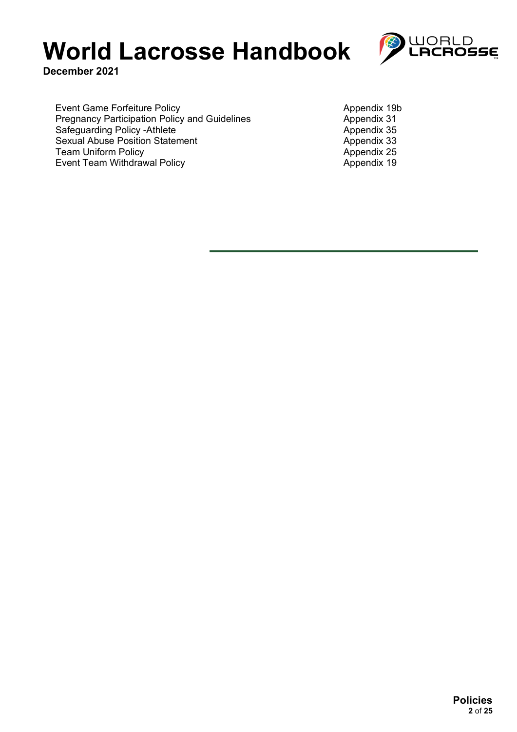| | |
|---|---|
| Event Game Forfeiture Policy | Appendix 19b |
| Pregnancy Participation Policy and Guidelines | Appendix 31 |
| Safeguarding Policy -Athlete | Appendix 35 |
| Sexual Abuse Position Statement | Appendix 33 |
| Team Uniform Policy | Appendix 25 |
| Event Team Withdrawal Policy | Appendix 19 |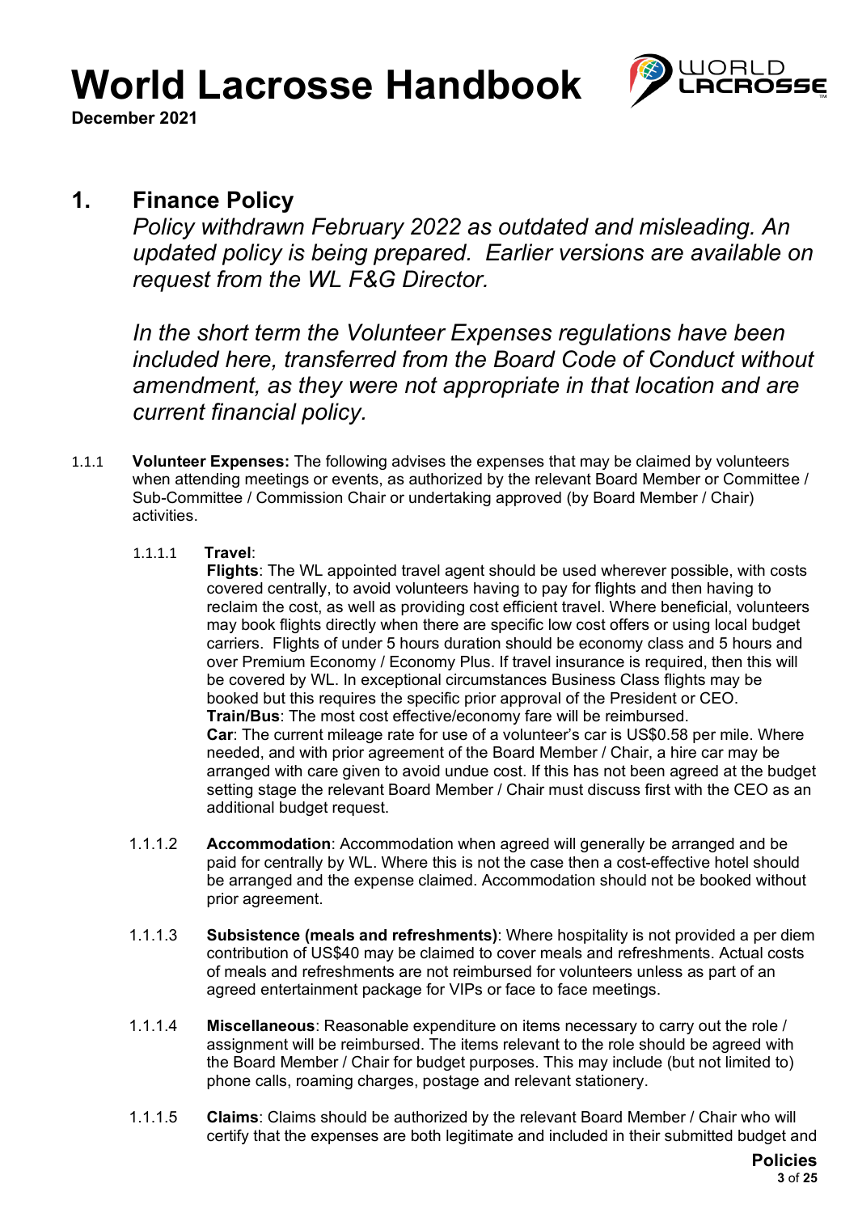# 1. Finance Policy

*Policy withdrawn February 2022 as outdated and misleading. An updated policy is being prepared. Earlier versions are available on request from the WL F&G Director.*

*In the short term the Volunteer Expenses regulations have been included here, transferred from the Board Code of Conduct without amendment, as they were not appropriate in that location and are current financial policy.*

1.1.1 **Volunteer Expenses:** The following advises the expenses that may be claimed by volunteers when attending meetings or events, as authorized by the relevant Board Member or Committee / Sub-Committee / Commission Chair or undertaking approved (by Board Member / Chair) activities.

1.1.1.1 **Travel**:

**Flights**: The WL appointed travel agent should be used wherever possible, with costs covered centrally, to avoid volunteers having to pay for flights and then having to reclaim the cost, as well as providing cost efficient travel. Where beneficial, volunteers may book flights directly when there are specific low cost offers or using local budget carriers. Flights of under 5 hours duration should be economy class and 5 hours and over Premium Economy / Economy Plus. If travel insurance is required, then this will be covered by WL. In exceptional circumstances Business Class flights may be booked but this requires the specific prior approval of the President or CEO.

**Train/Bus**: The most cost effective/economy fare will be reimbursed.

**Car**: The current mileage rate for use of a volunteer's car is US$0.58 per mile. Where needed, and with prior agreement of the Board Member / Chair, a hire car may be arranged with care given to avoid undue cost. If this has not been agreed at the budget setting stage the relevant Board Member / Chair must discuss first with the CEO as an additional budget request.

1.1.1.2 **Accommodation**: Accommodation when agreed will generally be arranged and be paid for centrally by WL. Where this is not the case then a cost-effective hotel should be arranged and the expense claimed. Accommodation should not be booked without prior agreement.

1.1.1.3 **Subsistence (meals and refreshments)**: Where hospitality is not provided a per diem contribution of US$40 may be claimed to cover meals and refreshments. Actual costs of meals and refreshments are not reimbursed for volunteers unless as part of an agreed entertainment package for VIPs or face to face meetings.

1.1.1.4 **Miscellaneous**: Reasonable expenditure on items necessary to carry out the role / assignment will be reimbursed. The items relevant to the role should be agreed with the Board Member / Chair for budget purposes. This may include (but not limited to) phone calls, roaming charges, postage and relevant stationery.

1.1.1.5 **Claims**: Claims should be authorized by the relevant Board Member / Chair who will certify that the expenses are both legitimate and included in their submitted budget and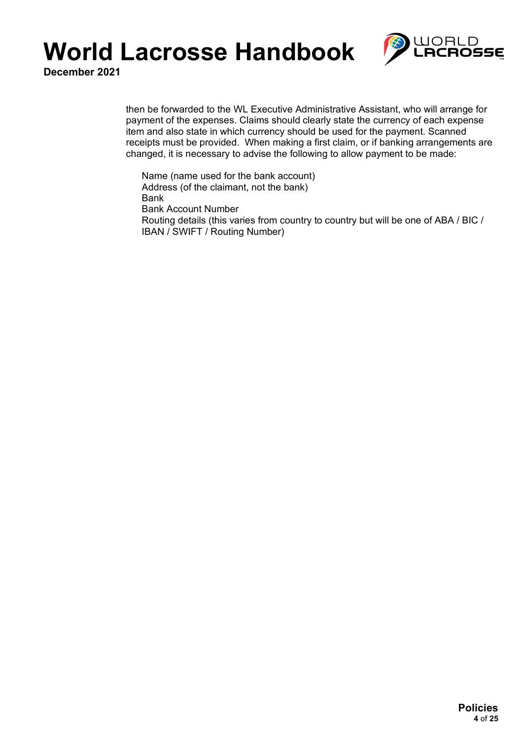then be forwarded to the WL Executive Administrative Assistant, who will arrange for payment of the expenses. Claims should clearly state the currency of each expense item and also state in which currency should be used for the payment. Scanned receipts must be provided. When making a first claim, or if banking arrangements are changed, it is necessary to advise the following to allow payment to be made:

Name (name used for the bank account)
Address (of the claimant, not the bank)
Bank
Bank Account Number
Routing details (this varies from country to country but will be one of ABA / BIC / IBAN / SWIFT / Routing Number)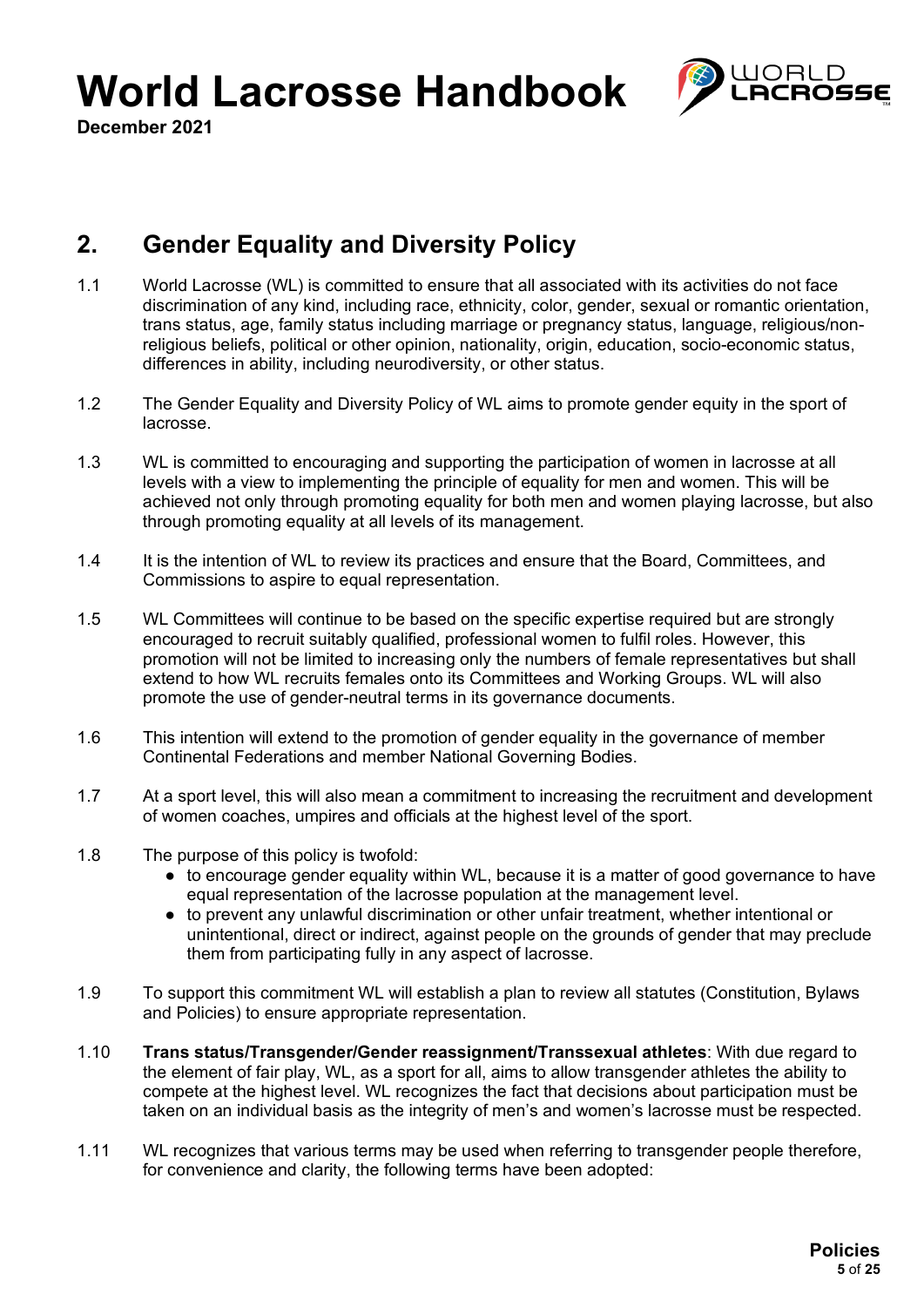## 2. Gender Equality and Diversity Policy

1.1 World Lacrosse (WL) is committed to ensure that all associated with its activities do not face discrimination of any kind, including race, ethnicity, color, gender, sexual or romantic orientation, trans status, age, family status including marriage or pregnancy status, language, religious/non-religious beliefs, political or other opinion, nationality, origin, education, socio-economic status, differences in ability, including neurodiversity, or other status.

1.2 The Gender Equality and Diversity Policy of WL aims to promote gender equity in the sport of lacrosse.

1.3 WL is committed to encouraging and supporting the participation of women in lacrosse at all levels with a view to implementing the principle of equality for men and women. This will be achieved not only through promoting equality for both men and women playing lacrosse, but also through promoting equality at all levels of its management.

1.4 It is the intention of WL to review its practices and ensure that the Board, Committees, and Commissions to aspire to equal representation.

1.5 WL Committees will continue to be based on the specific expertise required but are strongly encouraged to recruit suitably qualified, professional women to fulfil roles. However, this promotion will not be limited to increasing only the numbers of female representatives but shall extend to how WL recruits females onto its Committees and Working Groups. WL will also promote the use of gender-neutral terms in its governance documents.

1.6 This intention will extend to the promotion of gender equality in the governance of member Continental Federations and member National Governing Bodies.

1.7 At a sport level, this will also mean a commitment to increasing the recruitment and development of women coaches, umpires and officials at the highest level of the sport.

1.8 The purpose of this policy is twofold:

- to encourage gender equality within WL, because it is a matter of good governance to have equal representation of the lacrosse population at the management level.
- to prevent any unlawful discrimination or other unfair treatment, whether intentional or unintentional, direct or indirect, against people on the grounds of gender that may preclude them from participating fully in any aspect of lacrosse.

1.9 To support this commitment WL will establish a plan to review all statutes (Constitution, Bylaws and Policies) to ensure appropriate representation.

1.10 **Trans status/Transgender/Gender reassignment/Transsexual athletes**: With due regard to the element of fair play, WL, as a sport for all, aims to allow transgender athletes the ability to compete at the highest level. WL recognizes the fact that decisions about participation must be taken on an individual basis as the integrity of men's and women's lacrosse must be respected.

1.11 WL recognizes that various terms may be used when referring to transgender people therefore, for convenience and clarity, the following terms have been adopted: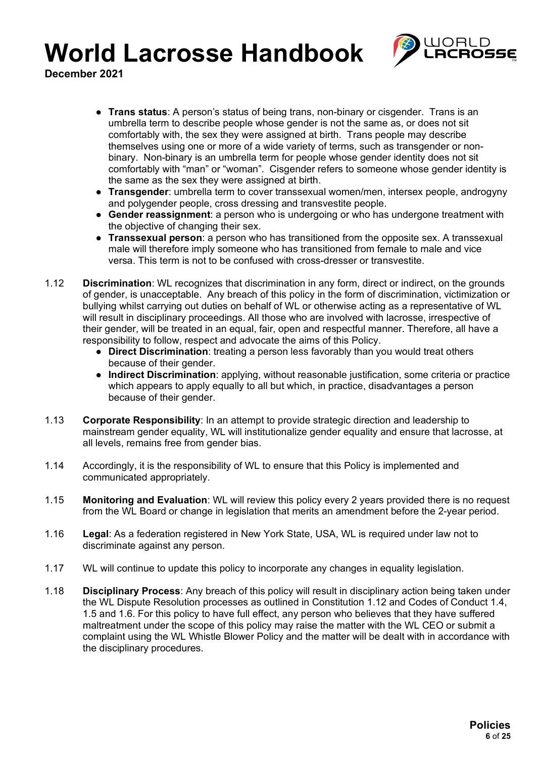- **Trans status**: A person's status of being trans, non-binary or cisgender. Trans is an umbrella term to describe people whose gender is not the same as, or does not sit comfortably with, the sex they were assigned at birth. Trans people may describe themselves using one or more of a wide variety of terms, such as transgender or non-binary. Non-binary is an umbrella term for people whose gender identity does not sit comfortably with "man" or "woman". Cisgender refers to someone whose gender identity is the same as the sex they were assigned at birth.
- **Transgender**: umbrella term to cover transsexual women/men, intersex people, androgyny and polygender people, cross dressing and transvestite people.
- **Gender reassignment**: a person who is undergoing or who has undergone treatment with the objective of changing their sex.
- **Transsexual person**: a person who has transitioned from the opposite sex. A transsexual male will therefore imply someone who has transitioned from female to male and vice versa. This term is not to be confused with cross-dresser or transvestite.

1.12 **Discrimination**: WL recognizes that discrimination in any form, direct or indirect, on the grounds of gender, is unacceptable. Any breach of this policy in the form of discrimination, victimization or bullying whilst carrying out duties on behalf of WL or otherwise acting as a representative of WL will result in disciplinary proceedings. All those who are involved with lacrosse, irrespective of their gender, will be treated in an equal, fair, open and respectful manner. Therefore, all have a responsibility to follow, respect and advocate the aims of this Policy.

- **Direct Discrimination**: treating a person less favorably than you would treat others because of their gender.
- **Indirect Discrimination**: applying, without reasonable justification, some criteria or practice which appears to apply equally to all but which, in practice, disadvantages a person because of their gender.

1.13 **Corporate Responsibility**: In an attempt to provide strategic direction and leadership to mainstream gender equality, WL will institutionalize gender equality and ensure that lacrosse, at all levels, remains free from gender bias.

1.14 Accordingly, it is the responsibility of WL to ensure that this Policy is implemented and communicated appropriately.

1.15 **Monitoring and Evaluation**: WL will review this policy every 2 years provided there is no request from the WL Board or change in legislation that merits an amendment before the 2-year period.

1.16 **Legal**: As a federation registered in New York State, USA, WL is required under law not to discriminate against any person.

1.17 WL will continue to update this policy to incorporate any changes in equality legislation.

1.18 **Disciplinary Process**: Any breach of this policy will result in disciplinary action being taken under the WL Dispute Resolution processes as outlined in Constitution 1.12 and Codes of Conduct 1.4, 1.5 and 1.6. For this policy to have full effect, any person who believes that they have suffered maltreatment under the scope of this policy may raise the matter with the WL CEO or submit a complaint using the WL Whistle Blower Policy and the matter will be dealt with in accordance with the disciplinary procedures.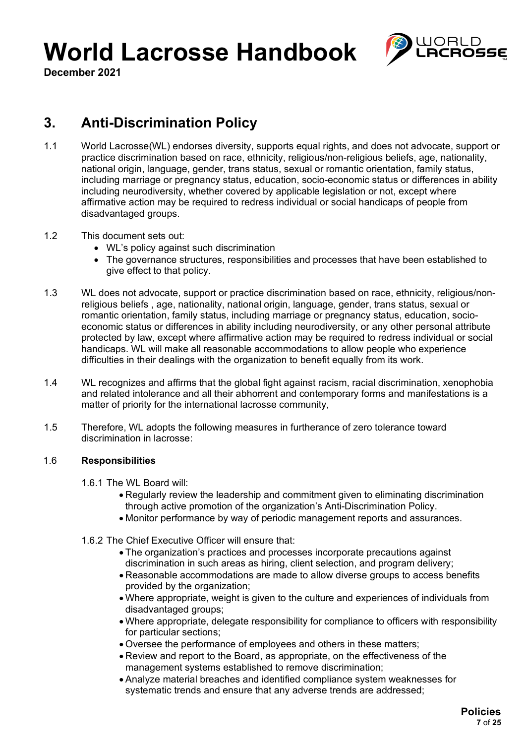## 3. Anti-Discrimination Policy

1.1 World Lacrosse(WL) endorses diversity, supports equal rights, and does not advocate, support or practice discrimination based on race, ethnicity, religious/non-religious beliefs, age, nationality, national origin, language, gender, trans status, sexual or romantic orientation, family status, including marriage or pregnancy status, education, socio-economic status or differences in ability including neurodiversity, whether covered by applicable legislation or not, except where affirmative action may be required to redress individual or social handicaps of people from disadvantaged groups.

1.2 This document sets out:

- WL's policy against such discrimination
- The governance structures, responsibilities and processes that have been established to give effect to that policy.

1.3 WL does not advocate, support or practice discrimination based on race, ethnicity, religious/non-religious beliefs , age, nationality, national origin, language, gender, trans status, sexual or romantic orientation, family status, including marriage or pregnancy status, education, socio-economic status or differences in ability including neurodiversity, or any other personal attribute protected by law, except where affirmative action may be required to redress individual or social handicaps. WL will make all reasonable accommodations to allow people who experience difficulties in their dealings with the organization to benefit equally from its work.

1.4 WL recognizes and affirms that the global fight against racism, racial discrimination, xenophobia and related intolerance and all their abhorrent and contemporary forms and manifestations is a matter of priority for the international lacrosse community,

1.5 Therefore, WL adopts the following measures in furtherance of zero tolerance toward discrimination in lacrosse:

1.6 **Responsibilities**

1.6.1 The WL Board will:

- Regularly review the leadership and commitment given to eliminating discrimination through active promotion of the organization's Anti-Discrimination Policy.
- Monitor performance by way of periodic management reports and assurances.

1.6.2 The Chief Executive Officer will ensure that:

- The organization's practices and processes incorporate precautions against discrimination in such areas as hiring, client selection, and program delivery;
- Reasonable accommodations are made to allow diverse groups to access benefits provided by the organization;
- Where appropriate, weight is given to the culture and experiences of individuals from disadvantaged groups;
- Where appropriate, delegate responsibility for compliance to officers with responsibility for particular sections;
- Oversee the performance of employees and others in these matters;
- Review and report to the Board, as appropriate, on the effectiveness of the management systems established to remove discrimination;
- Analyze material breaches and identified compliance system weaknesses for systematic trends and ensure that any adverse trends are addressed;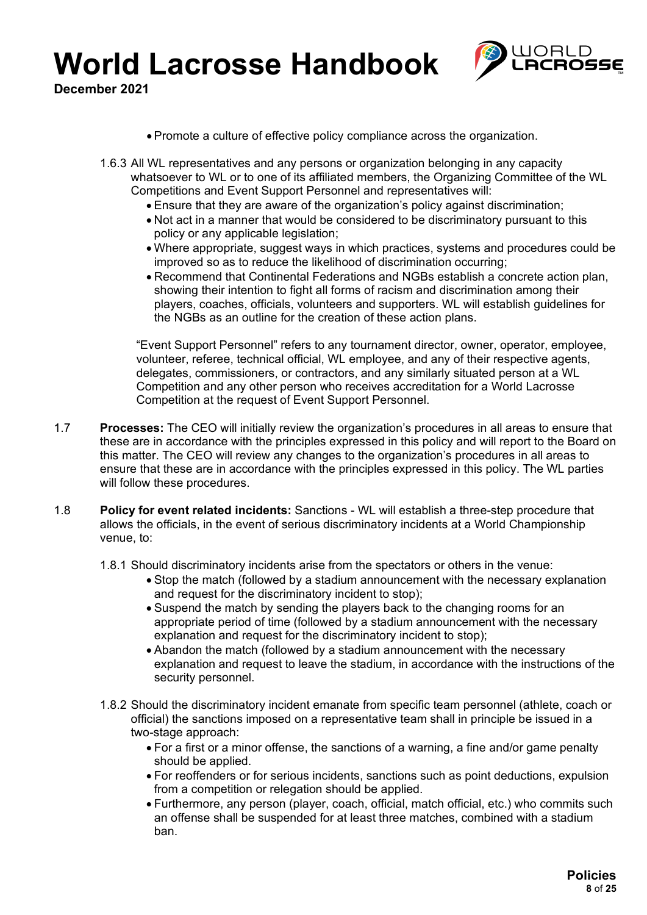- Promote a culture of effective policy compliance across the organization.

1.6.3 All WL representatives and any persons or organization belonging in any capacity whatsoever to WL or to one of its affiliated members, the Organizing Committee of the WL Competitions and Event Support Personnel and representatives will:

- Ensure that they are aware of the organization's policy against discrimination;
- Not act in a manner that would be considered to be discriminatory pursuant to this policy or any applicable legislation;
- Where appropriate, suggest ways in which practices, systems and procedures could be improved so as to reduce the likelihood of discrimination occurring;
- Recommend that Continental Federations and NGBs establish a concrete action plan, showing their intention to fight all forms of racism and discrimination among their players, coaches, officials, volunteers and supporters. WL will establish guidelines for the NGBs as an outline for the creation of these action plans.

"Event Support Personnel" refers to any tournament director, owner, operator, employee, volunteer, referee, technical official, WL employee, and any of their respective agents, delegates, commissioners, or contractors, and any similarly situated person at a WL Competition and any other person who receives accreditation for a World Lacrosse Competition at the request of Event Support Personnel.

1.7 **Processes:** The CEO will initially review the organization's procedures in all areas to ensure that these are in accordance with the principles expressed in this policy and will report to the Board on this matter. The CEO will review any changes to the organization's procedures in all areas to ensure that these are in accordance with the principles expressed in this policy. The WL parties will follow these procedures.

1.8 **Policy for event related incidents:** Sanctions - WL will establish a three-step procedure that allows the officials, in the event of serious discriminatory incidents at a World Championship venue, to:

1.8.1 Should discriminatory incidents arise from the spectators or others in the venue:

- Stop the match (followed by a stadium announcement with the necessary explanation and request for the discriminatory incident to stop);
- Suspend the match by sending the players back to the changing rooms for an appropriate period of time (followed by a stadium announcement with the necessary explanation and request for the discriminatory incident to stop);
- Abandon the match (followed by a stadium announcement with the necessary explanation and request to leave the stadium, in accordance with the instructions of the security personnel.

1.8.2 Should the discriminatory incident emanate from specific team personnel (athlete, coach or official) the sanctions imposed on a representative team shall in principle be issued in a two-stage approach:

- For a first or a minor offense, the sanctions of a warning, a fine and/or game penalty should be applied.
- For reoffenders or for serious incidents, sanctions such as point deductions, expulsion from a competition or relegation should be applied.
- Furthermore, any person (player, coach, official, match official, etc.) who commits such an offense shall be suspended for at least three matches, combined with a stadium ban.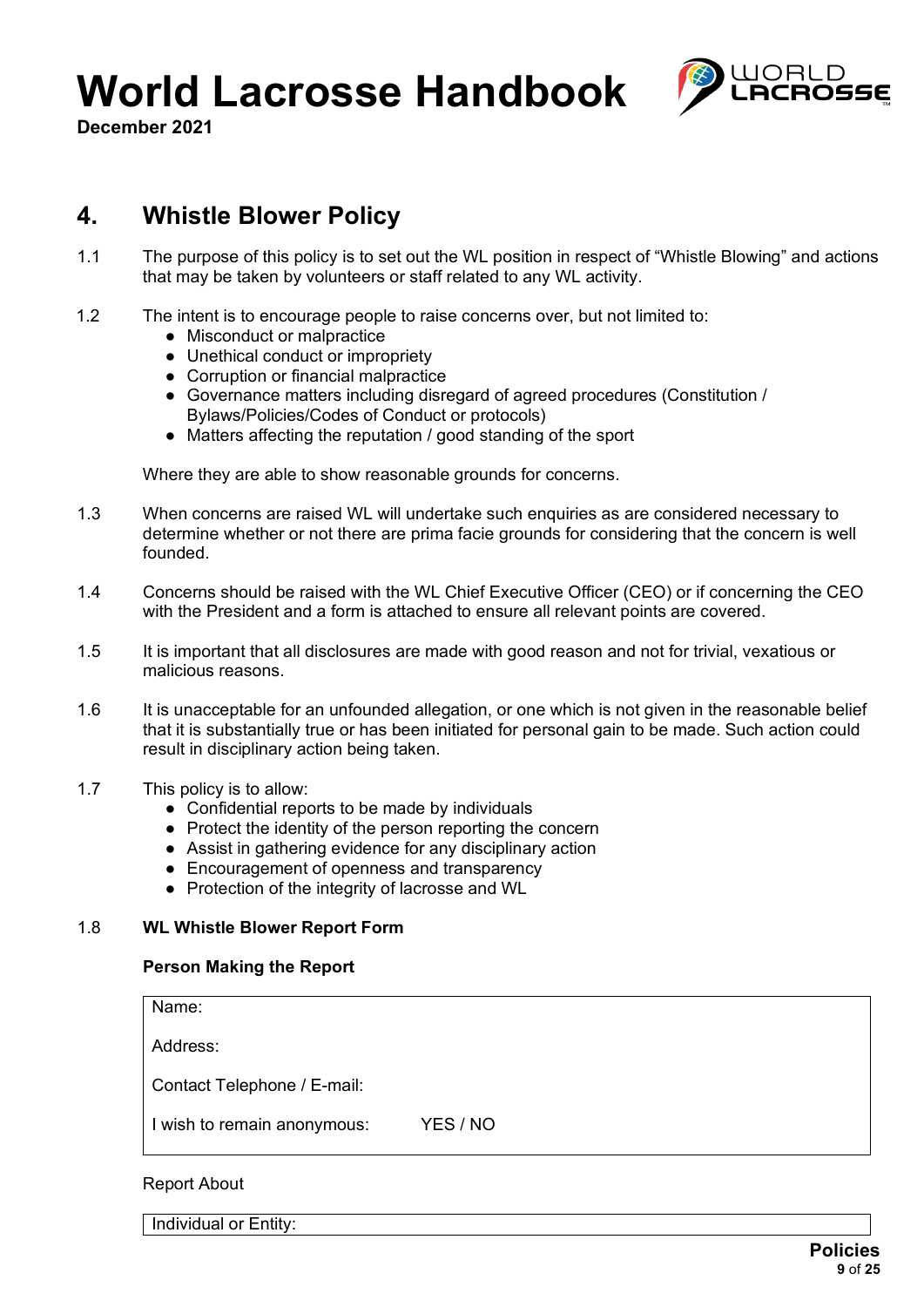## 4. Whistle Blower Policy

1.1 The purpose of this policy is to set out the WL position in respect of "Whistle Blowing" and actions that may be taken by volunteers or staff related to any WL activity.

1.2 The intent is to encourage people to raise concerns over, but not limited to:

- Misconduct or malpractice
- Unethical conduct or impropriety
- Corruption or financial malpractice
- Governance matters including disregard of agreed procedures (Constitution / Bylaws/Policies/Codes of Conduct or protocols)
- Matters affecting the reputation / good standing of the sport

Where they are able to show reasonable grounds for concerns.

1.3 When concerns are raised WL will undertake such enquiries as are considered necessary to determine whether or not there are prima facie grounds for considering that the concern is well founded.

1.4 Concerns should be raised with the WL Chief Executive Officer (CEO) or if concerning the CEO with the President and a form is attached to ensure all relevant points are covered.

1.5 It is important that all disclosures are made with good reason and not for trivial, vexatious or malicious reasons.

1.6 It is unacceptable for an unfounded allegation, or one which is not given in the reasonable belief that it is substantially true or has been initiated for personal gain to be made. Such action could result in disciplinary action being taken.

1.7 This policy is to allow:

- Confidential reports to be made by individuals
- Protect the identity of the person reporting the concern
- Assist in gathering evidence for any disciplinary action
- Encouragement of openness and transparency
- Protection of the integrity of lacrosse and WL

1.8 **WL Whistle Blower Report Form**

**Person Making the Report**

| |
|---|
| Name: |
| Address: |
| Contact Telephone / E-mail: |
| I wish to remain anonymous: YES / NO |

Report About

| |
|---|
| Individual or Entity: |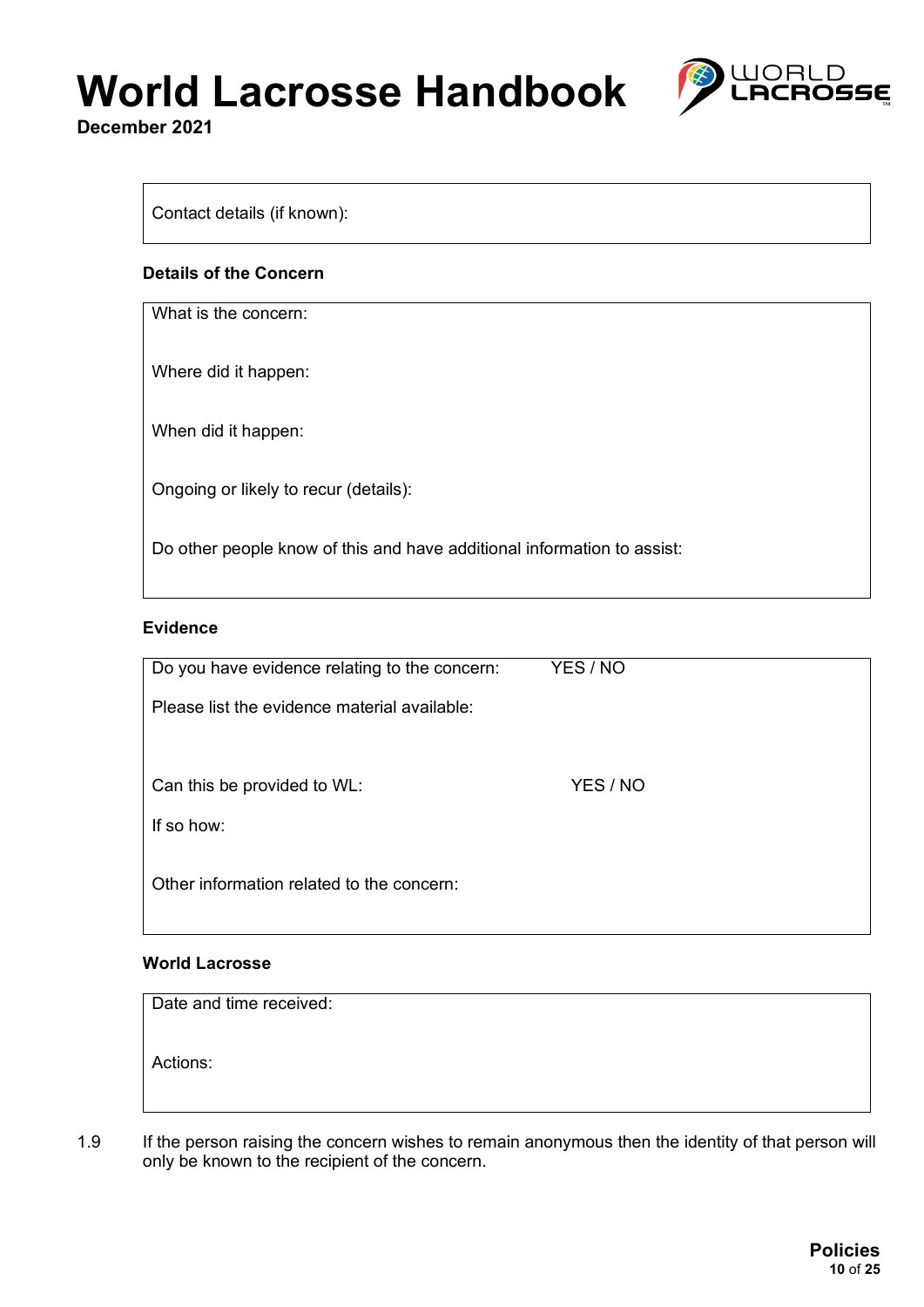| Contact details (if known): |
|---|

**Details of the Concern**

| What is the concern: |
|---|
| Where did it happen: |
| When did it happen: |
| Ongoing or likely to recur (details): |
| Do other people know of this and have additional information to assist: |

**Evidence**

| Do you have evidence relating to the concern: | YES / NO |
|---|---|
| Please list the evidence material available: | |
| Can this be provided to WL: | YES / NO |
| If so how: | |
| Other information related to the concern: | |

**World Lacrosse**

| Date and time received: |
|---|
| Actions: |

1.9 If the person raising the concern wishes to remain anonymous then the identity of that person will only be known to the recipient of the concern.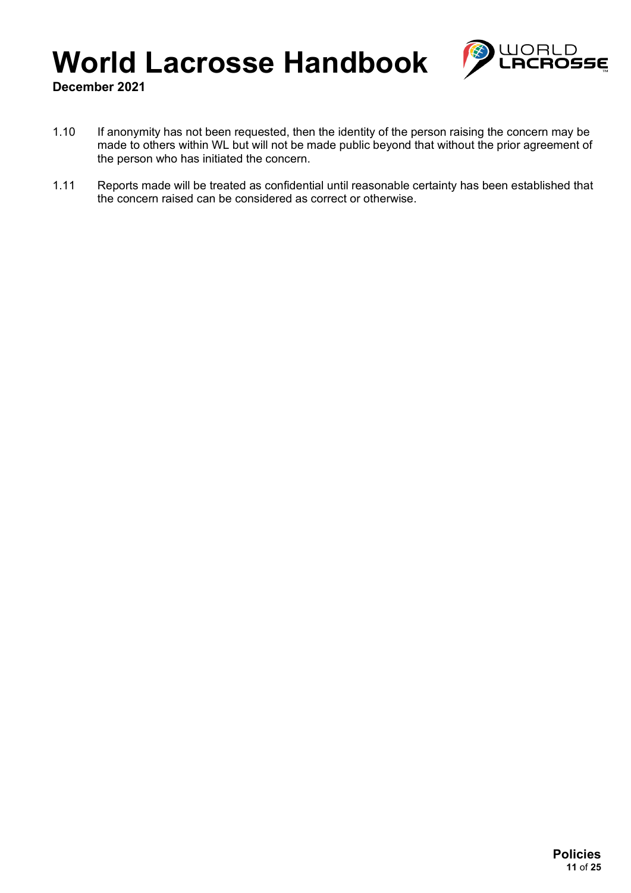1.10 If anonymity has not been requested, then the identity of the person raising the concern may be made to others within WL but will not be made public beyond that without the prior agreement of the person who has initiated the concern.

1.11 Reports made will be treated as confidential until reasonable certainty has been established that the concern raised can be considered as correct or otherwise.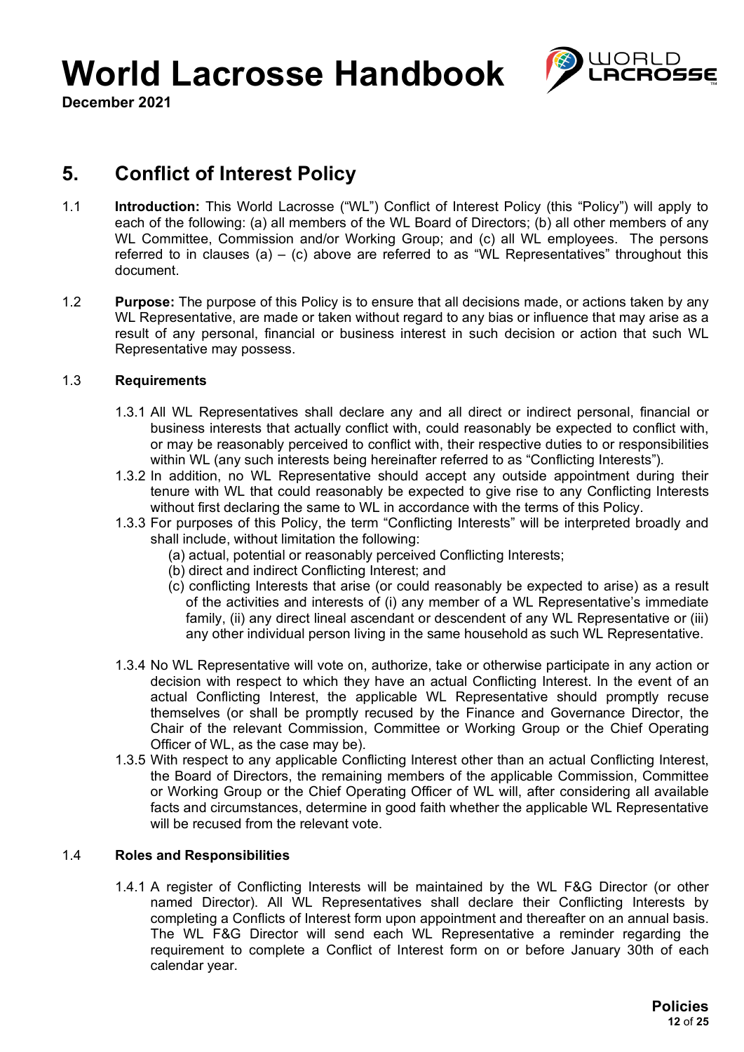# 5. Conflict of Interest Policy

1.1 **Introduction:** This World Lacrosse ("WL") Conflict of Interest Policy (this "Policy") will apply to each of the following: (a) all members of the WL Board of Directors; (b) all other members of any WL Committee, Commission and/or Working Group; and (c) all WL employees. The persons referred to in clauses (a) – (c) above are referred to as "WL Representatives" throughout this document.

1.2 **Purpose:** The purpose of this Policy is to ensure that all decisions made, or actions taken by any WL Representative, are made or taken without regard to any bias or influence that may arise as a result of any personal, financial or business interest in such decision or action that such WL Representative may possess.

1.3 **Requirements**

1.3.1 All WL Representatives shall declare any and all direct or indirect personal, financial or business interests that actually conflict with, could reasonably be expected to conflict with, or may be reasonably perceived to conflict with, their respective duties to or responsibilities within WL (any such interests being hereinafter referred to as "Conflicting Interests").

1.3.2 In addition, no WL Representative should accept any outside appointment during their tenure with WL that could reasonably be expected to give rise to any Conflicting Interests without first declaring the same to WL in accordance with the terms of this Policy.

1.3.3 For purposes of this Policy, the term "Conflicting Interests" will be interpreted broadly and shall include, without limitation the following:

(a) actual, potential or reasonably perceived Conflicting Interests;
(b) direct and indirect Conflicting Interest; and
(c) conflicting Interests that arise (or could reasonably be expected to arise) as a result of the activities and interests of (i) any member of a WL Representative's immediate family, (ii) any direct lineal ascendant or descendent of any WL Representative or (iii) any other individual person living in the same household as such WL Representative.

1.3.4 No WL Representative will vote on, authorize, take or otherwise participate in any action or decision with respect to which they have an actual Conflicting Interest. In the event of an actual Conflicting Interest, the applicable WL Representative should promptly recuse themselves (or shall be promptly recused by the Finance and Governance Director, the Chair of the relevant Commission, Committee or Working Group or the Chief Operating Officer of WL, as the case may be).

1.3.5 With respect to any applicable Conflicting Interest other than an actual Conflicting Interest, the Board of Directors, the remaining members of the applicable Commission, Committee or Working Group or the Chief Operating Officer of WL will, after considering all available facts and circumstances, determine in good faith whether the applicable WL Representative will be recused from the relevant vote.

1.4 **Roles and Responsibilities**

1.4.1 A register of Conflicting Interests will be maintained by the WL F&G Director (or other named Director). All WL Representatives shall declare their Conflicting Interests by completing a Conflicts of Interest form upon appointment and thereafter on an annual basis. The WL F&G Director will send each WL Representative a reminder regarding the requirement to complete a Conflict of Interest form on or before January 30th of each calendar year.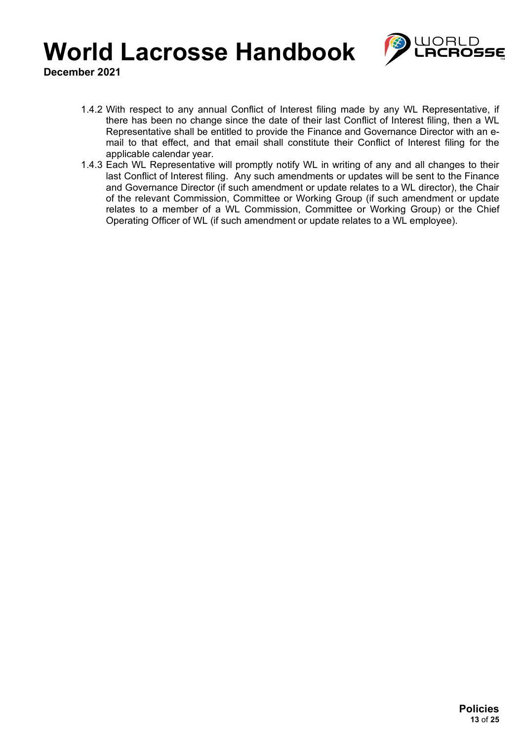1.4.2 With respect to any annual Conflict of Interest filing made by any WL Representative, if there has been no change since the date of their last Conflict of Interest filing, then a WL Representative shall be entitled to provide the Finance and Governance Director with an e-mail to that effect, and that email shall constitute their Conflict of Interest filing for the applicable calendar year.

1.4.3 Each WL Representative will promptly notify WL in writing of any and all changes to their last Conflict of Interest filing. Any such amendments or updates will be sent to the Finance and Governance Director (if such amendment or update relates to a WL director), the Chair of the relevant Commission, Committee or Working Group (if such amendment or update relates to a member of a WL Commission, Committee or Working Group) or the Chief Operating Officer of WL (if such amendment or update relates to a WL employee).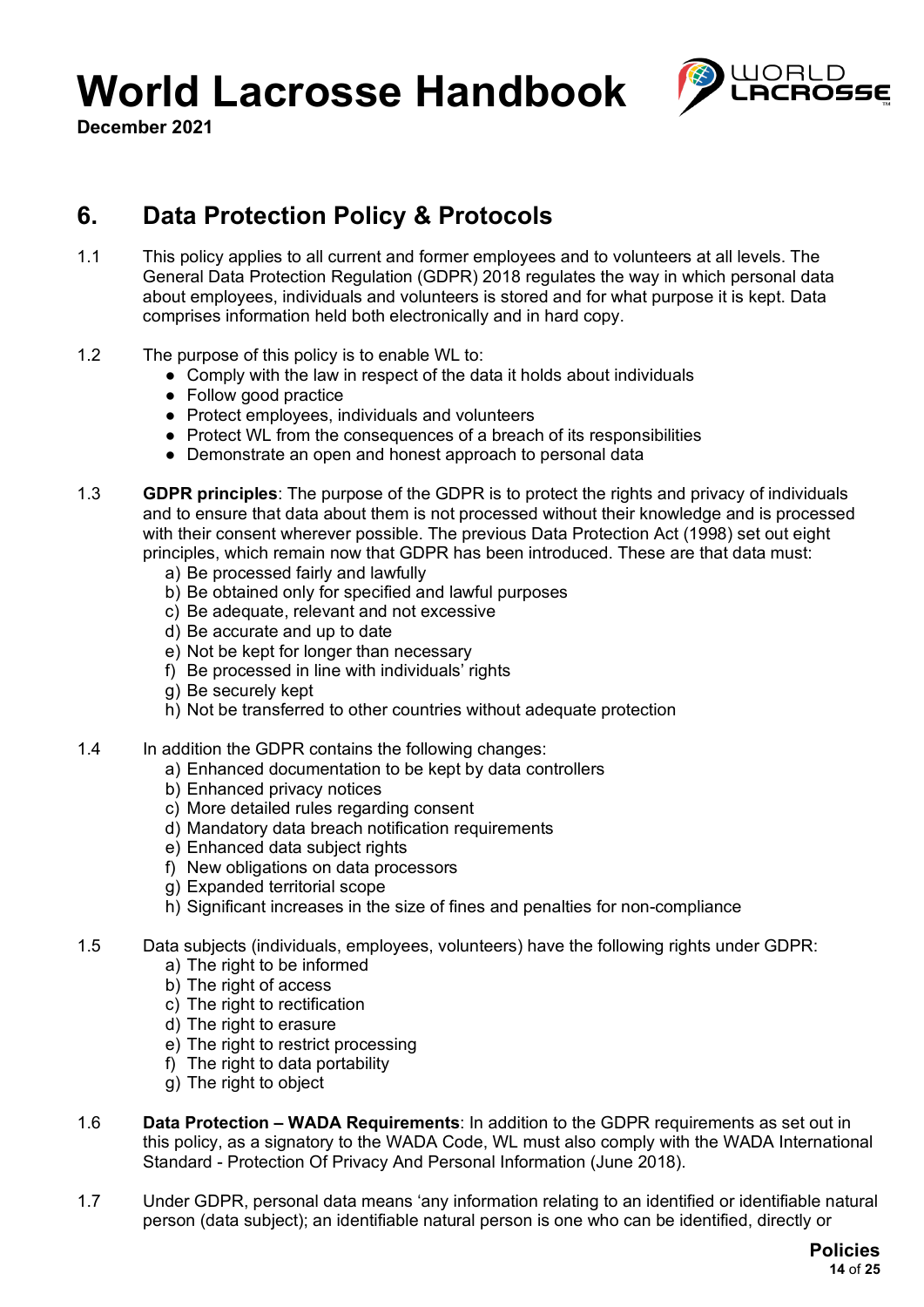## 6. Data Protection Policy & Protocols

1.1 This policy applies to all current and former employees and to volunteers at all levels. The General Data Protection Regulation (GDPR) 2018 regulates the way in which personal data about employees, individuals and volunteers is stored and for what purpose it is kept. Data comprises information held both electronically and in hard copy.

1.2 The purpose of this policy is to enable WL to:

- Comply with the law in respect of the data it holds about individuals
- Follow good practice
- Protect employees, individuals and volunteers
- Protect WL from the consequences of a breach of its responsibilities
- Demonstrate an open and honest approach to personal data

1.3 **GDPR principles**: The purpose of the GDPR is to protect the rights and privacy of individuals and to ensure that data about them is not processed without their knowledge and is processed with their consent wherever possible. The previous Data Protection Act (1998) set out eight principles, which remain now that GDPR has been introduced. These are that data must:

a) Be processed fairly and lawfully
b) Be obtained only for specified and lawful purposes
c) Be adequate, relevant and not excessive
d) Be accurate and up to date
e) Not be kept for longer than necessary
f) Be processed in line with individuals' rights
g) Be securely kept
h) Not be transferred to other countries without adequate protection

1.4 In addition the GDPR contains the following changes:

a) Enhanced documentation to be kept by data controllers
b) Enhanced privacy notices
c) More detailed rules regarding consent
d) Mandatory data breach notification requirements
e) Enhanced data subject rights
f) New obligations on data processors
g) Expanded territorial scope
h) Significant increases in the size of fines and penalties for non-compliance

1.5 Data subjects (individuals, employees, volunteers) have the following rights under GDPR:

a) The right to be informed
b) The right of access
c) The right to rectification
d) The right to erasure
e) The right to restrict processing
f) The right to data portability
g) The right to object

1.6 **Data Protection – WADA Requirements**: In addition to the GDPR requirements as set out in this policy, as a signatory to the WADA Code, WL must also comply with the WADA International Standard - Protection Of Privacy And Personal Information (June 2018).

1.7 Under GDPR, personal data means 'any information relating to an identified or identifiable natural person (data subject); an identifiable natural person is one who can be identified, directly or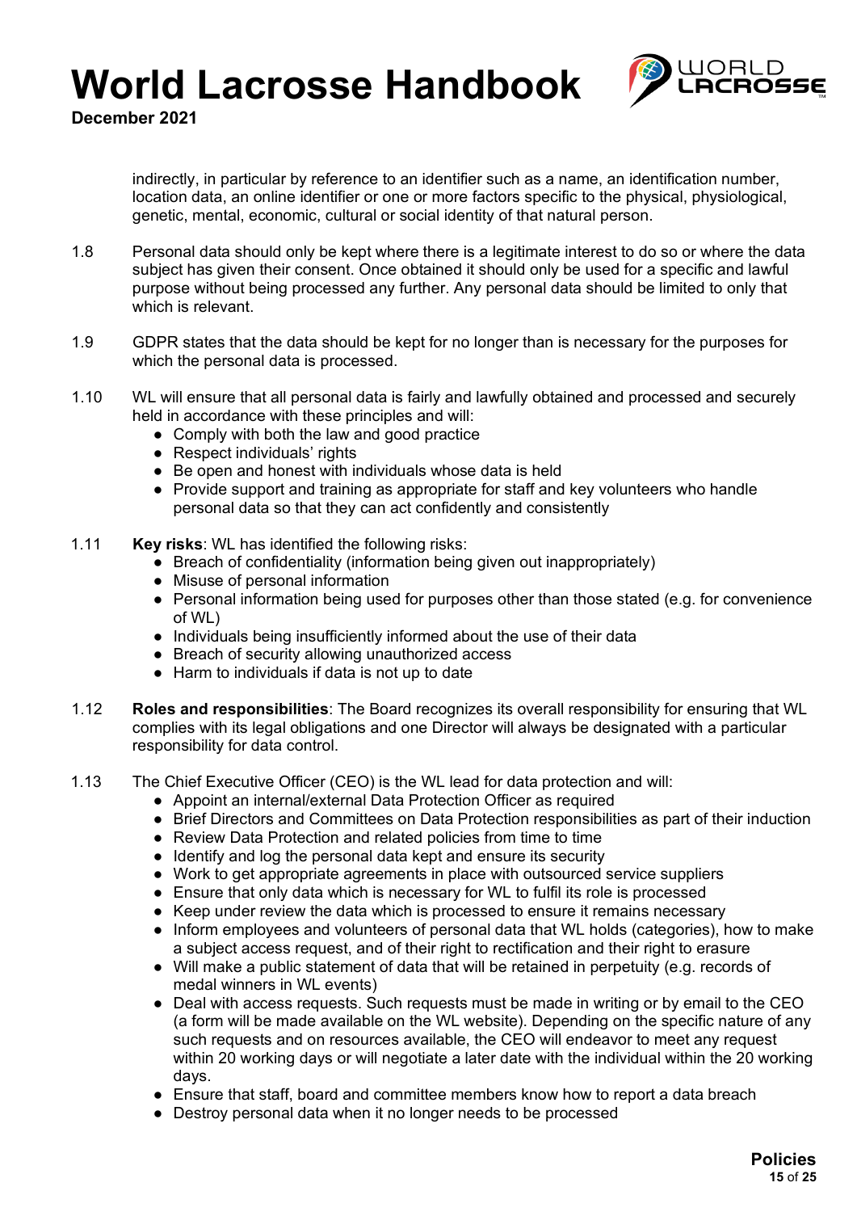indirectly, in particular by reference to an identifier such as a name, an identification number, location data, an online identifier or one or more factors specific to the physical, physiological, genetic, mental, economic, cultural or social identity of that natural person.

1.8 Personal data should only be kept where there is a legitimate interest to do so or where the data subject has given their consent. Once obtained it should only be used for a specific and lawful purpose without being processed any further. Any personal data should be limited to only that which is relevant.

1.9 GDPR states that the data should be kept for no longer than is necessary for the purposes for which the personal data is processed.

1.10 WL will ensure that all personal data is fairly and lawfully obtained and processed and securely held in accordance with these principles and will:

- Comply with both the law and good practice
- Respect individuals' rights
- Be open and honest with individuals whose data is held
- Provide support and training as appropriate for staff and key volunteers who handle personal data so that they can act confidently and consistently

1.11 **Key risks**: WL has identified the following risks:

- Breach of confidentiality (information being given out inappropriately)
- Misuse of personal information
- Personal information being used for purposes other than those stated (e.g. for convenience of WL)
- Individuals being insufficiently informed about the use of their data
- Breach of security allowing unauthorized access
- Harm to individuals if data is not up to date

1.12 **Roles and responsibilities**: The Board recognizes its overall responsibility for ensuring that WL complies with its legal obligations and one Director will always be designated with a particular responsibility for data control.

1.13 The Chief Executive Officer (CEO) is the WL lead for data protection and will:

- Appoint an internal/external Data Protection Officer as required
- Brief Directors and Committees on Data Protection responsibilities as part of their induction
- Review Data Protection and related policies from time to time
- Identify and log the personal data kept and ensure its security
- Work to get appropriate agreements in place with outsourced service suppliers
- Ensure that only data which is necessary for WL to fulfil its role is processed
- Keep under review the data which is processed to ensure it remains necessary
- Inform employees and volunteers of personal data that WL holds (categories), how to make a subject access request, and of their right to rectification and their right to erasure
- Will make a public statement of data that will be retained in perpetuity (e.g. records of medal winners in WL events)
- Deal with access requests. Such requests must be made in writing or by email to the CEO (a form will be made available on the WL website). Depending on the specific nature of any such requests and on resources available, the CEO will endeavor to meet any request within 20 working days or will negotiate a later date with the individual within the 20 working days.
- Ensure that staff, board and committee members know how to report a data breach
- Destroy personal data when it no longer needs to be processed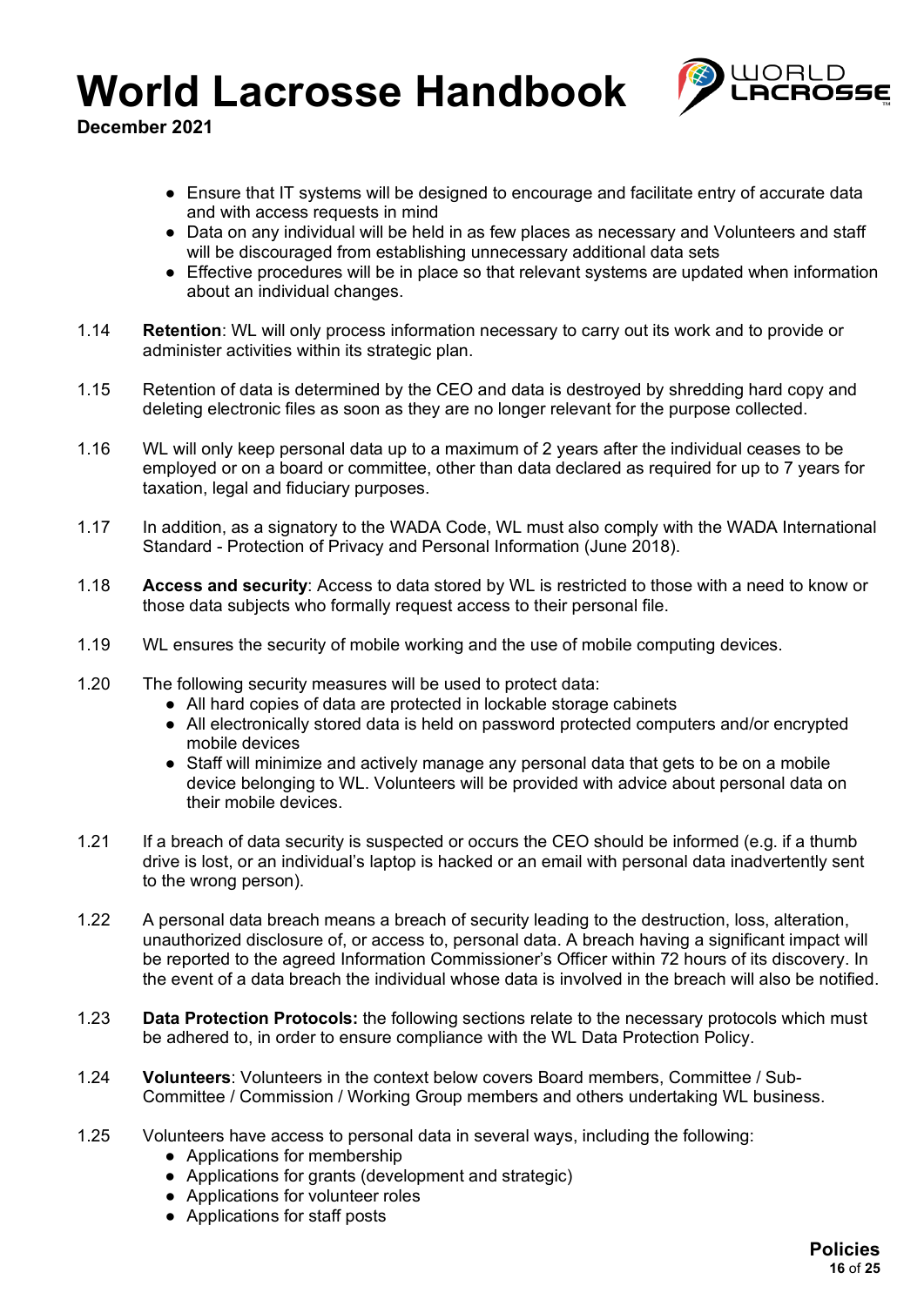- Ensure that IT systems will be designed to encourage and facilitate entry of accurate data and with access requests in mind
- Data on any individual will be held in as few places as necessary and Volunteers and staff will be discouraged from establishing unnecessary additional data sets
- Effective procedures will be in place so that relevant systems are updated when information about an individual changes.

1.14 **Retention**: WL will only process information necessary to carry out its work and to provide or administer activities within its strategic plan.

1.15 Retention of data is determined by the CEO and data is destroyed by shredding hard copy and deleting electronic files as soon as they are no longer relevant for the purpose collected.

1.16 WL will only keep personal data up to a maximum of 2 years after the individual ceases to be employed or on a board or committee, other than data declared as required for up to 7 years for taxation, legal and fiduciary purposes.

1.17 In addition, as a signatory to the WADA Code, WL must also comply with the WADA International Standard - Protection of Privacy and Personal Information (June 2018).

1.18 **Access and security**: Access to data stored by WL is restricted to those with a need to know or those data subjects who formally request access to their personal file.

1.19 WL ensures the security of mobile working and the use of mobile computing devices.

1.20 The following security measures will be used to protect data:

- All hard copies of data are protected in lockable storage cabinets
- All electronically stored data is held on password protected computers and/or encrypted mobile devices
- Staff will minimize and actively manage any personal data that gets to be on a mobile device belonging to WL. Volunteers will be provided with advice about personal data on their mobile devices.

1.21 If a breach of data security is suspected or occurs the CEO should be informed (e.g. if a thumb drive is lost, or an individual's laptop is hacked or an email with personal data inadvertently sent to the wrong person).

1.22 A personal data breach means a breach of security leading to the destruction, loss, alteration, unauthorized disclosure of, or access to, personal data. A breach having a significant impact will be reported to the agreed Information Commissioner's Officer within 72 hours of its discovery. In the event of a data breach the individual whose data is involved in the breach will also be notified.

1.23 **Data Protection Protocols:** the following sections relate to the necessary protocols which must be adhered to, in order to ensure compliance with the WL Data Protection Policy.

1.24 **Volunteers**: Volunteers in the context below covers Board members, Committee / Sub-Committee / Commission / Working Group members and others undertaking WL business.

1.25 Volunteers have access to personal data in several ways, including the following:

- Applications for membership
- Applications for grants (development and strategic)
- Applications for volunteer roles
- Applications for staff posts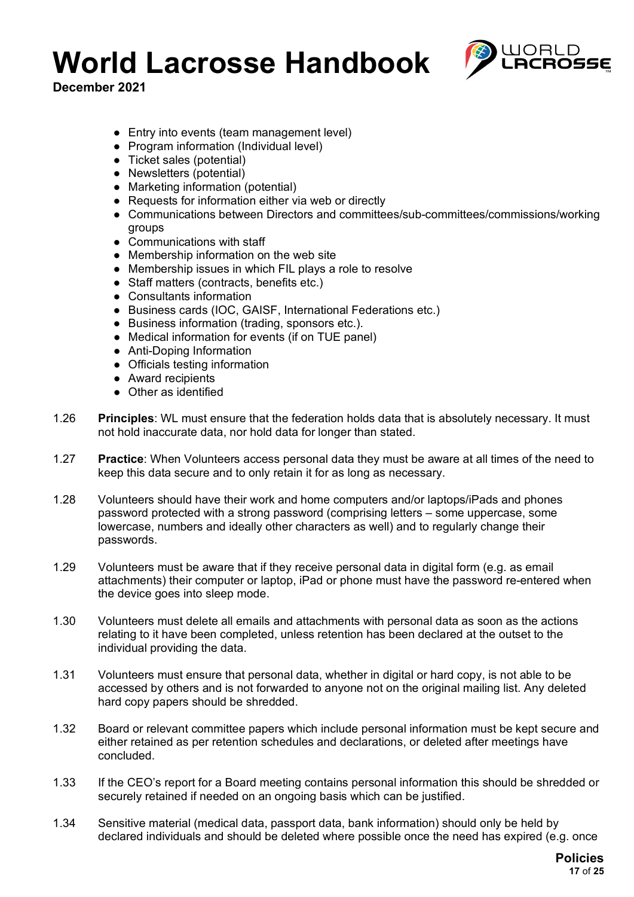- Entry into events (team management level)
- Program information (Individual level)
- Ticket sales (potential)
- Newsletters (potential)
- Marketing information (potential)
- Requests for information either via web or directly
- Communications between Directors and committees/sub-committees/commissions/working groups
- Communications with staff
- Membership information on the web site
- Membership issues in which FIL plays a role to resolve
- Staff matters (contracts, benefits etc.)
- Consultants information
- Business cards (IOC, GAISF, International Federations etc.)
- Business information (trading, sponsors etc.).
- Medical information for events (if on TUE panel)
- Anti-Doping Information
- Officials testing information
- Award recipients
- Other as identified

1.26 **Principles**: WL must ensure that the federation holds data that is absolutely necessary. It must not hold inaccurate data, nor hold data for longer than stated.

1.27 **Practice**: When Volunteers access personal data they must be aware at all times of the need to keep this data secure and to only retain it for as long as necessary.

1.28 Volunteers should have their work and home computers and/or laptops/iPads and phones password protected with a strong password (comprising letters – some uppercase, some lowercase, numbers and ideally other characters as well) and to regularly change their passwords.

1.29 Volunteers must be aware that if they receive personal data in digital form (e.g. as email attachments) their computer or laptop, iPad or phone must have the password re-entered when the device goes into sleep mode.

1.30 Volunteers must delete all emails and attachments with personal data as soon as the actions relating to it have been completed, unless retention has been declared at the outset to the individual providing the data.

1.31 Volunteers must ensure that personal data, whether in digital or hard copy, is not able to be accessed by others and is not forwarded to anyone not on the original mailing list. Any deleted hard copy papers should be shredded.

1.32 Board or relevant committee papers which include personal information must be kept secure and either retained as per retention schedules and declarations, or deleted after meetings have concluded.

1.33 If the CEO's report for a Board meeting contains personal information this should be shredded or securely retained if needed on an ongoing basis which can be justified.

1.34 Sensitive material (medical data, passport data, bank information) should only be held by declared individuals and should be deleted where possible once the need has expired (e.g. once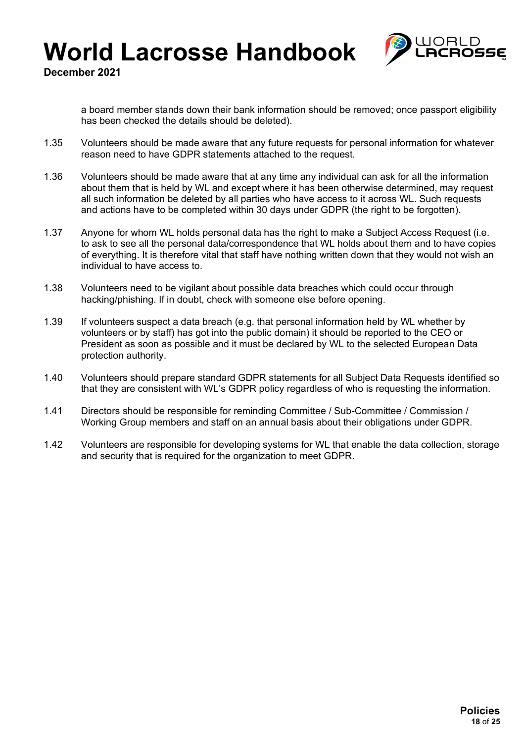a board member stands down their bank information should be removed; once passport eligibility has been checked the details should be deleted).

1.35 Volunteers should be made aware that any future requests for personal information for whatever reason need to have GDPR statements attached to the request.

1.36 Volunteers should be made aware that at any time any individual can ask for all the information about them that is held by WL and except where it has been otherwise determined, may request all such information be deleted by all parties who have access to it across WL. Such requests and actions have to be completed within 30 days under GDPR (the right to be forgotten).

1.37 Anyone for whom WL holds personal data has the right to make a Subject Access Request (i.e. to ask to see all the personal data/correspondence that WL holds about them and to have copies of everything. It is therefore vital that staff have nothing written down that they would not wish an individual to have access to.

1.38 Volunteers need to be vigilant about possible data breaches which could occur through hacking/phishing. If in doubt, check with someone else before opening.

1.39 If volunteers suspect a data breach (e.g. that personal information held by WL whether by volunteers or by staff) has got into the public domain) it should be reported to the CEO or President as soon as possible and it must be declared by WL to the selected European Data protection authority.

1.40 Volunteers should prepare standard GDPR statements for all Subject Data Requests identified so that they are consistent with WL's GDPR policy regardless of who is requesting the information.

1.41 Directors should be responsible for reminding Committee / Sub-Committee / Commission / Working Group members and staff on an annual basis about their obligations under GDPR.

1.42 Volunteers are responsible for developing systems for WL that enable the data collection, storage and security that is required for the organization to meet GDPR.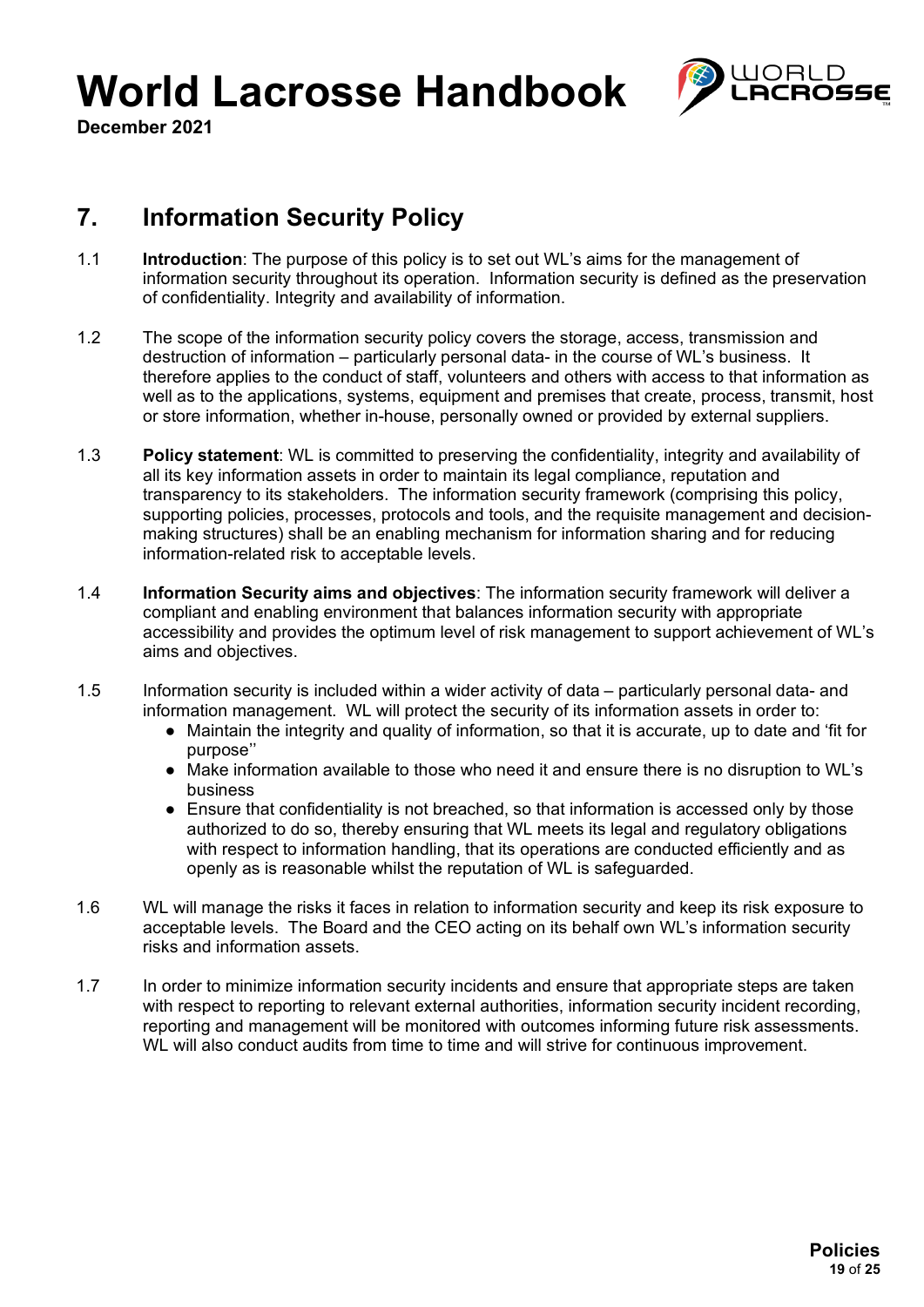## 7. Information Security Policy

1.1 **Introduction**: The purpose of this policy is to set out WL's aims for the management of information security throughout its operation. Information security is defined as the preservation of confidentiality. Integrity and availability of information.

1.2 The scope of the information security policy covers the storage, access, transmission and destruction of information – particularly personal data- in the course of WL's business. It therefore applies to the conduct of staff, volunteers and others with access to that information as well as to the applications, systems, equipment and premises that create, process, transmit, host or store information, whether in-house, personally owned or provided by external suppliers.

1.3 **Policy statement**: WL is committed to preserving the confidentiality, integrity and availability of all its key information assets in order to maintain its legal compliance, reputation and transparency to its stakeholders. The information security framework (comprising this policy, supporting policies, processes, protocols and tools, and the requisite management and decision-making structures) shall be an enabling mechanism for information sharing and for reducing information-related risk to acceptable levels.

1.4 **Information Security aims and objectives**: The information security framework will deliver a compliant and enabling environment that balances information security with appropriate accessibility and provides the optimum level of risk management to support achievement of WL's aims and objectives.

1.5 Information security is included within a wider activity of data – particularly personal data- and information management. WL will protect the security of its information assets in order to:

- Maintain the integrity and quality of information, so that it is accurate, up to date and 'fit for purpose''
- Make information available to those who need it and ensure there is no disruption to WL's business
- Ensure that confidentiality is not breached, so that information is accessed only by those authorized to do so, thereby ensuring that WL meets its legal and regulatory obligations with respect to information handling, that its operations are conducted efficiently and as openly as is reasonable whilst the reputation of WL is safeguarded.

1.6 WL will manage the risks it faces in relation to information security and keep its risk exposure to acceptable levels. The Board and the CEO acting on its behalf own WL's information security risks and information assets.

1.7 In order to minimize information security incidents and ensure that appropriate steps are taken with respect to reporting to relevant external authorities, information security incident recording, reporting and management will be monitored with outcomes informing future risk assessments. WL will also conduct audits from time to time and will strive for continuous improvement.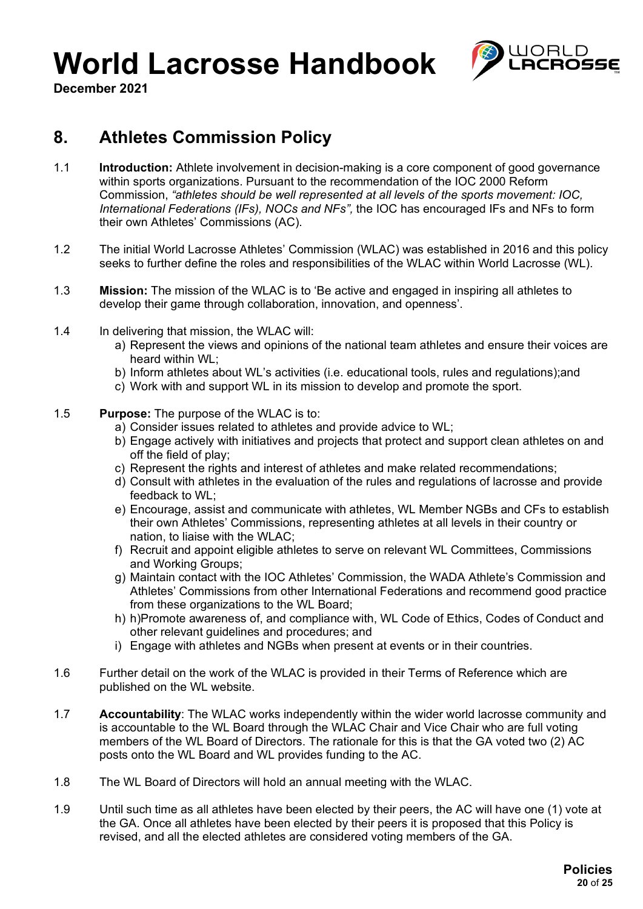## 8. Athletes Commission Policy

1.1 **Introduction:** Athlete involvement in decision-making is a core component of good governance within sports organizations. Pursuant to the recommendation of the IOC 2000 Reform Commission, *"athletes should be well represented at all levels of the sports movement: IOC, International Federations (IFs), NOCs and NFs",* the IOC has encouraged IFs and NFs to form their own Athletes' Commissions (AC).

1.2 The initial World Lacrosse Athletes' Commission (WLAC) was established in 2016 and this policy seeks to further define the roles and responsibilities of the WLAC within World Lacrosse (WL).

1.3 **Mission:** The mission of the WLAC is to 'Be active and engaged in inspiring all athletes to develop their game through collaboration, innovation, and openness'.

1.4 In delivering that mission, the WLAC will:

a) Represent the views and opinions of the national team athletes and ensure their voices are heard within WL;
b) Inform athletes about WL's activities (i.e. educational tools, rules and regulations);and
c) Work with and support WL in its mission to develop and promote the sport.

1.5 **Purpose:** The purpose of the WLAC is to:

a) Consider issues related to athletes and provide advice to WL;
b) Engage actively with initiatives and projects that protect and support clean athletes on and off the field of play;
c) Represent the rights and interest of athletes and make related recommendations;
d) Consult with athletes in the evaluation of the rules and regulations of lacrosse and provide feedback to WL;
e) Encourage, assist and communicate with athletes, WL Member NGBs and CFs to establish their own Athletes' Commissions, representing athletes at all levels in their country or nation, to liaise with the WLAC;
f) Recruit and appoint eligible athletes to serve on relevant WL Committees, Commissions and Working Groups;
g) Maintain contact with the IOC Athletes' Commission, the WADA Athlete's Commission and Athletes' Commissions from other International Federations and recommend good practice from these organizations to the WL Board;
h) h)Promote awareness of, and compliance with, WL Code of Ethics, Codes of Conduct and other relevant guidelines and procedures; and
i) Engage with athletes and NGBs when present at events or in their countries.

1.6 Further detail on the work of the WLAC is provided in their Terms of Reference which are published on the WL website.

1.7 **Accountability**: The WLAC works independently within the wider world lacrosse community and is accountable to the WL Board through the WLAC Chair and Vice Chair who are full voting members of the WL Board of Directors. The rationale for this is that the GA voted two (2) AC posts onto the WL Board and WL provides funding to the AC.

1.8 The WL Board of Directors will hold an annual meeting with the WLAC.

1.9 Until such time as all athletes have been elected by their peers, the AC will have one (1) vote at the GA. Once all athletes have been elected by their peers it is proposed that this Policy is revised, and all the elected athletes are considered voting members of the GA.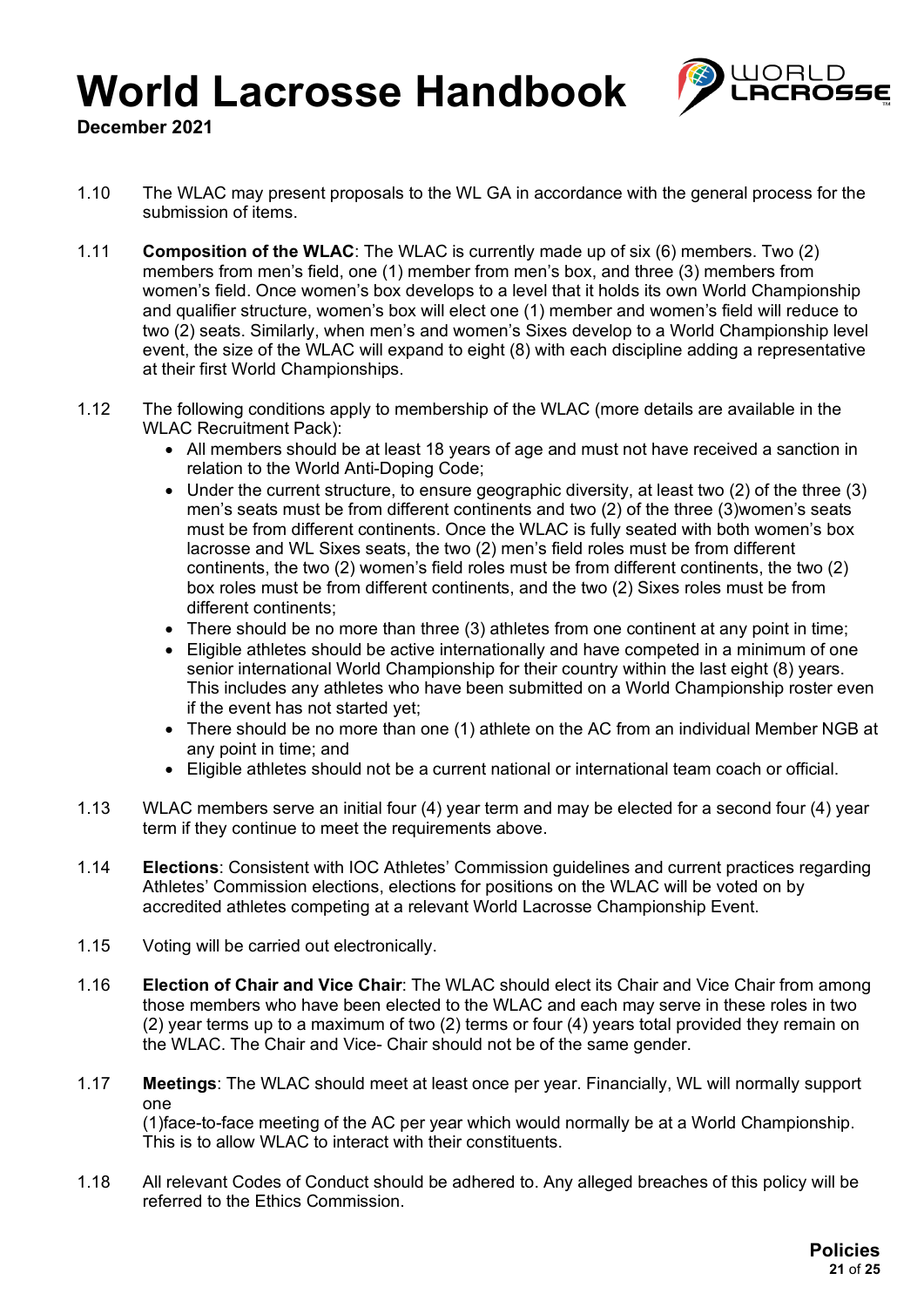1.10 The WLAC may present proposals to the WL GA in accordance with the general process for the submission of items.

1.11 **Composition of the WLAC**: The WLAC is currently made up of six (6) members. Two (2) members from men's field, one (1) member from men's box, and three (3) members from women's field. Once women's box develops to a level that it holds its own World Championship and qualifier structure, women's box will elect one (1) member and women's field will reduce to two (2) seats. Similarly, when men's and women's Sixes develop to a World Championship level event, the size of the WLAC will expand to eight (8) with each discipline adding a representative at their first World Championships.

1.12 The following conditions apply to membership of the WLAC (more details are available in the WLAC Recruitment Pack):

- All members should be at least 18 years of age and must not have received a sanction in relation to the World Anti-Doping Code;
- Under the current structure, to ensure geographic diversity, at least two (2) of the three (3) men's seats must be from different continents and two (2) of the three (3)women's seats must be from different continents. Once the WLAC is fully seated with both women's box lacrosse and WL Sixes seats, the two (2) men's field roles must be from different continents, the two (2) women's field roles must be from different continents, the two (2) box roles must be from different continents, and the two (2) Sixes roles must be from different continents;
- There should be no more than three (3) athletes from one continent at any point in time;
- Eligible athletes should be active internationally and have competed in a minimum of one senior international World Championship for their country within the last eight (8) years. This includes any athletes who have been submitted on a World Championship roster even if the event has not started yet;
- There should be no more than one (1) athlete on the AC from an individual Member NGB at any point in time; and
- Eligible athletes should not be a current national or international team coach or official.

1.13 WLAC members serve an initial four (4) year term and may be elected for a second four (4) year term if they continue to meet the requirements above.

1.14 **Elections**: Consistent with IOC Athletes' Commission guidelines and current practices regarding Athletes' Commission elections, elections for positions on the WLAC will be voted on by accredited athletes competing at a relevant World Lacrosse Championship Event.

1.15 Voting will be carried out electronically.

1.16 **Election of Chair and Vice Chair**: The WLAC should elect its Chair and Vice Chair from among those members who have been elected to the WLAC and each may serve in these roles in two (2) year terms up to a maximum of two (2) terms or four (4) years total provided they remain on the WLAC. The Chair and Vice- Chair should not be of the same gender.

1.17 **Meetings**: The WLAC should meet at least once per year. Financially, WL will normally support one (1)face-to-face meeting of the AC per year which would normally be at a World Championship. This is to allow WLAC to interact with their constituents.

1.18 All relevant Codes of Conduct should be adhered to. Any alleged breaches of this policy will be referred to the Ethics Commission.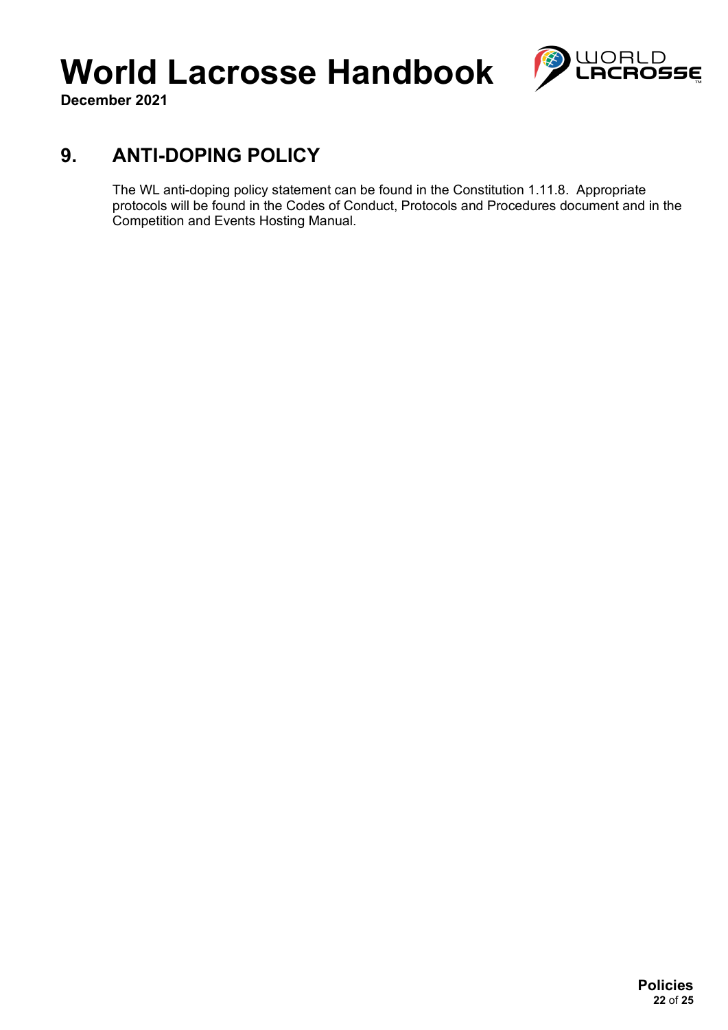## 9. ANTI-DOPING POLICY

The WL anti-doping policy statement can be found in the Constitution 1.11.8. Appropriate protocols will be found in the Codes of Conduct, Protocols and Procedures document and in the Competition and Events Hosting Manual.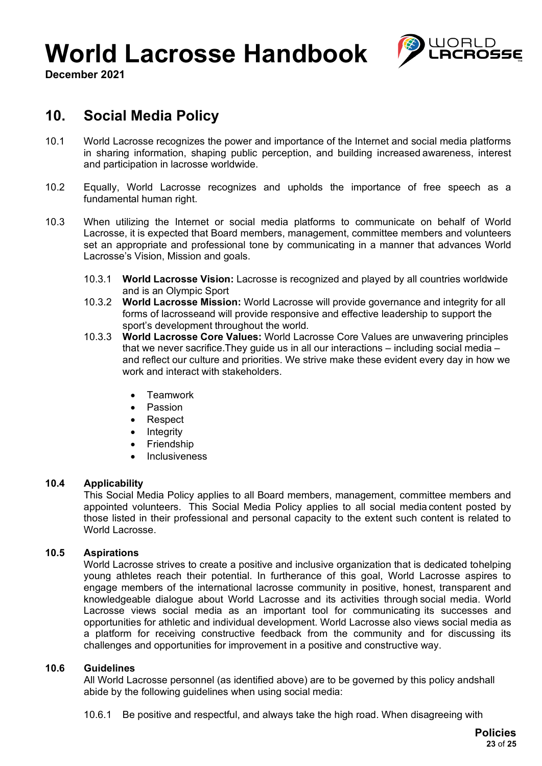## 10. Social Media Policy

10.1 World Lacrosse recognizes the power and importance of the Internet and social media platforms in sharing information, shaping public perception, and building increased awareness, interest and participation in lacrosse worldwide.

10.2 Equally, World Lacrosse recognizes and upholds the importance of free speech as a fundamental human right.

10.3 When utilizing the Internet or social media platforms to communicate on behalf of World Lacrosse, it is expected that Board members, management, committee members and volunteers set an appropriate and professional tone by communicating in a manner that advances World Lacrosse's Vision, Mission and goals.

10.3.1 **World Lacrosse Vision:** Lacrosse is recognized and played by all countries worldwide and is an Olympic Sport

10.3.2 **World Lacrosse Mission:** World Lacrosse will provide governance and integrity for all forms of lacrosseand will provide responsive and effective leadership to support the sport's development throughout the world.

10.3.3 **World Lacrosse Core Values:** World Lacrosse Core Values are unwavering principles that we never sacrifice.They guide us in all our interactions – including social media – and reflect our culture and priorities. We strive make these evident every day in how we work and interact with stakeholders.

- Teamwork
- Passion
- Respect
- Integrity
- Friendship
- Inclusiveness

### 10.4 Applicability

This Social Media Policy applies to all Board members, management, committee members and appointed volunteers. This Social Media Policy applies to all social media content posted by those listed in their professional and personal capacity to the extent such content is related to World Lacrosse.

### 10.5 Aspirations

World Lacrosse strives to create a positive and inclusive organization that is dedicated tohelping young athletes reach their potential. In furtherance of this goal, World Lacrosse aspires to engage members of the international lacrosse community in positive, honest, transparent and knowledgeable dialogue about World Lacrosse and its activities through social media. World Lacrosse views social media as an important tool for communicating its successes and opportunities for athletic and individual development. World Lacrosse also views social media as a platform for receiving constructive feedback from the community and for discussing its challenges and opportunities for improvement in a positive and constructive way.

### 10.6 Guidelines

All World Lacrosse personnel (as identified above) are to be governed by this policy andshall abide by the following guidelines when using social media:

10.6.1 Be positive and respectful, and always take the high road. When disagreeing with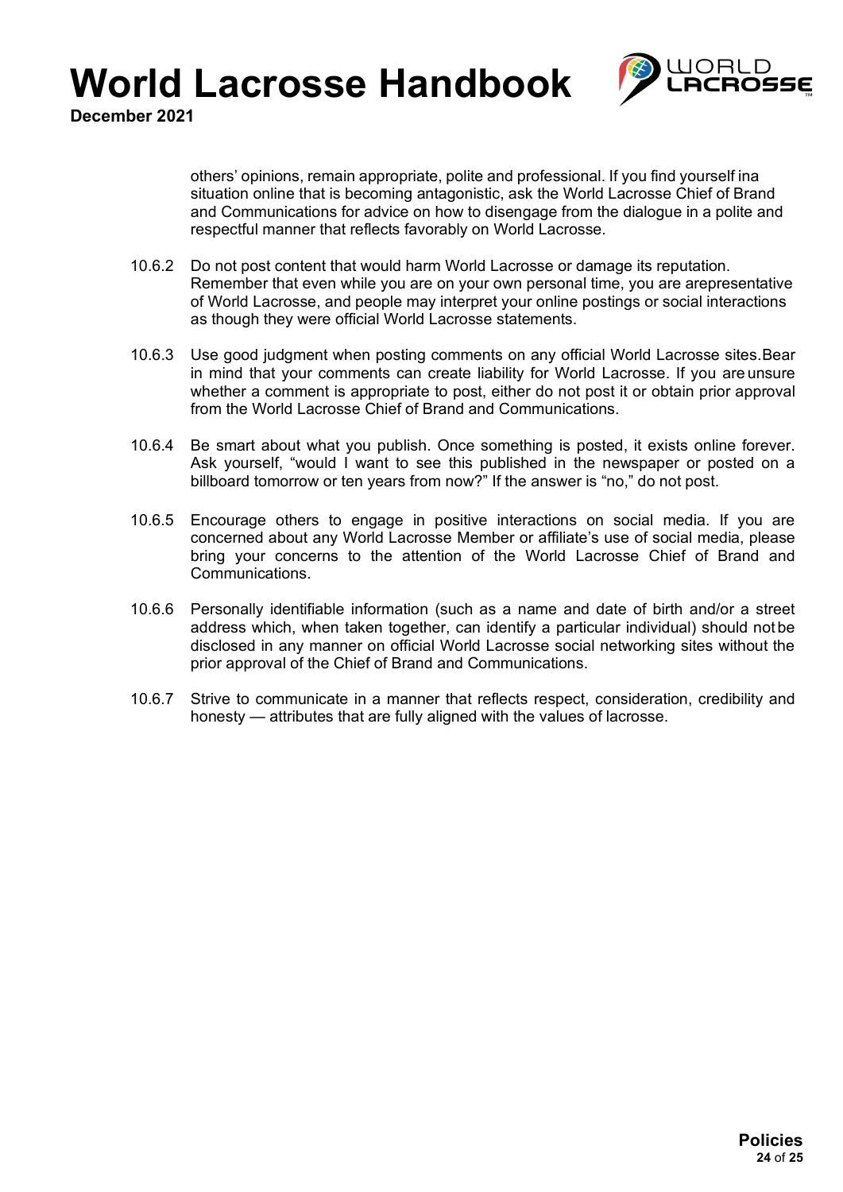others' opinions, remain appropriate, polite and professional. If you find yourself in a situation online that is becoming antagonistic, ask the World Lacrosse Chief of Brand and Communications for advice on how to disengage from the dialogue in a polite and respectful manner that reflects favorably on World Lacrosse.

10.6.2 Do not post content that would harm World Lacrosse or damage its reputation. Remember that even while you are on your own personal time, you are a representative of World Lacrosse, and people may interpret your online postings or social interactions as though they were official World Lacrosse statements.

10.6.3 Use good judgment when posting comments on any official World Lacrosse sites. Bear in mind that your comments can create liability for World Lacrosse. If you are unsure whether a comment is appropriate to post, either do not post it or obtain prior approval from the World Lacrosse Chief of Brand and Communications.

10.6.4 Be smart about what you publish. Once something is posted, it exists online forever. Ask yourself, "would I want to see this published in the newspaper or posted on a billboard tomorrow or ten years from now?" If the answer is "no," do not post.

10.6.5 Encourage others to engage in positive interactions on social media. If you are concerned about any World Lacrosse Member or affiliate's use of social media, please bring your concerns to the attention of the World Lacrosse Chief of Brand and Communications.

10.6.6 Personally identifiable information (such as a name and date of birth and/or a street address which, when taken together, can identify a particular individual) should not be disclosed in any manner on official World Lacrosse social networking sites without the prior approval of the Chief of Brand and Communications.

10.6.7 Strive to communicate in a manner that reflects respect, consideration, credibility and honesty — attributes that are fully aligned with the values of lacrosse.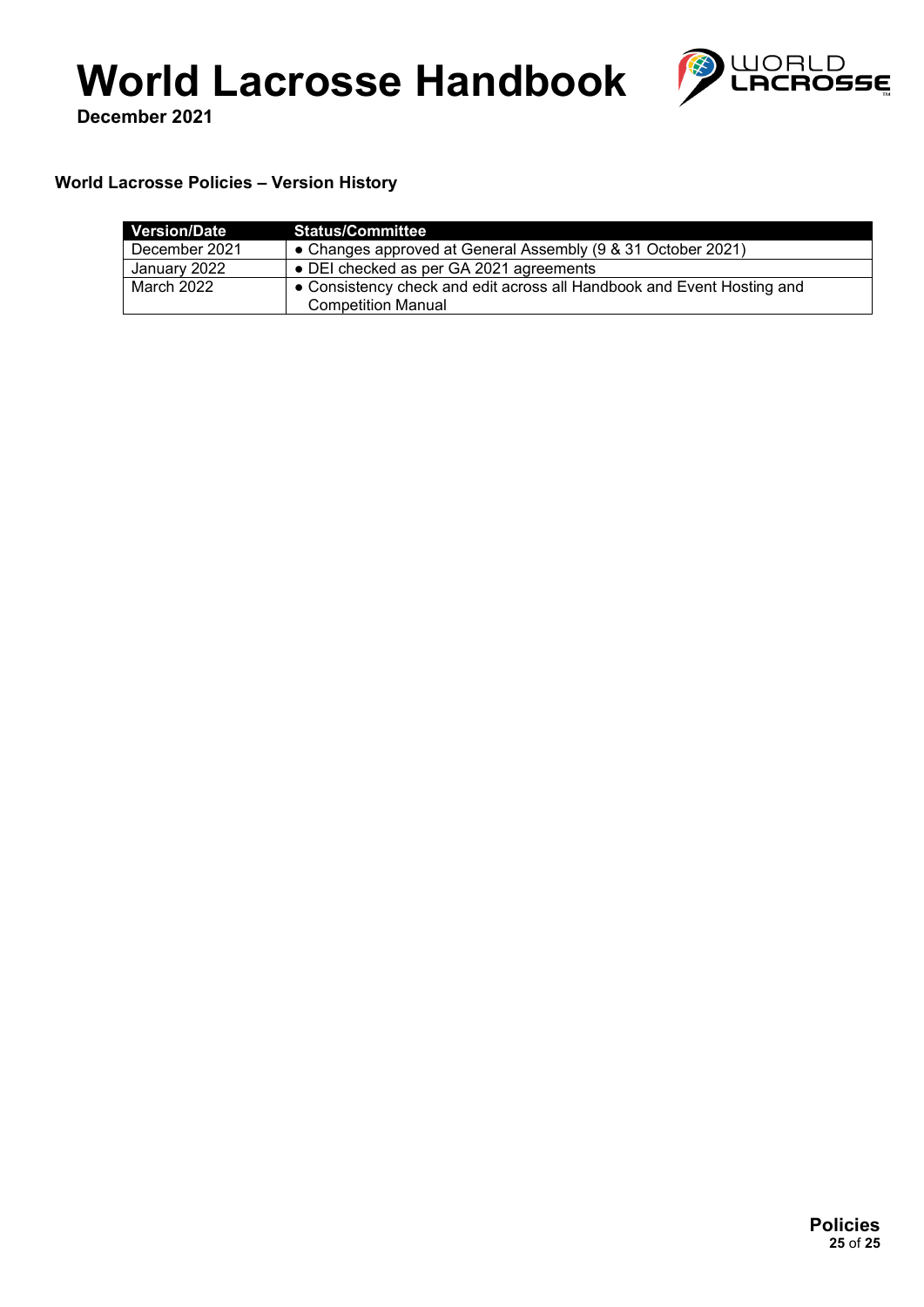**World Lacrosse Policies – Version History**

| Version/Date | Status/Committee |
|---|---|
| December 2021 | • Changes approved at General Assembly (9 & 31 October 2021) |
| January 2022 | • DEI checked as per GA 2021 agreements |
| March 2022 | • Consistency check and edit across all Handbook and Event Hosting and Competition Manual |